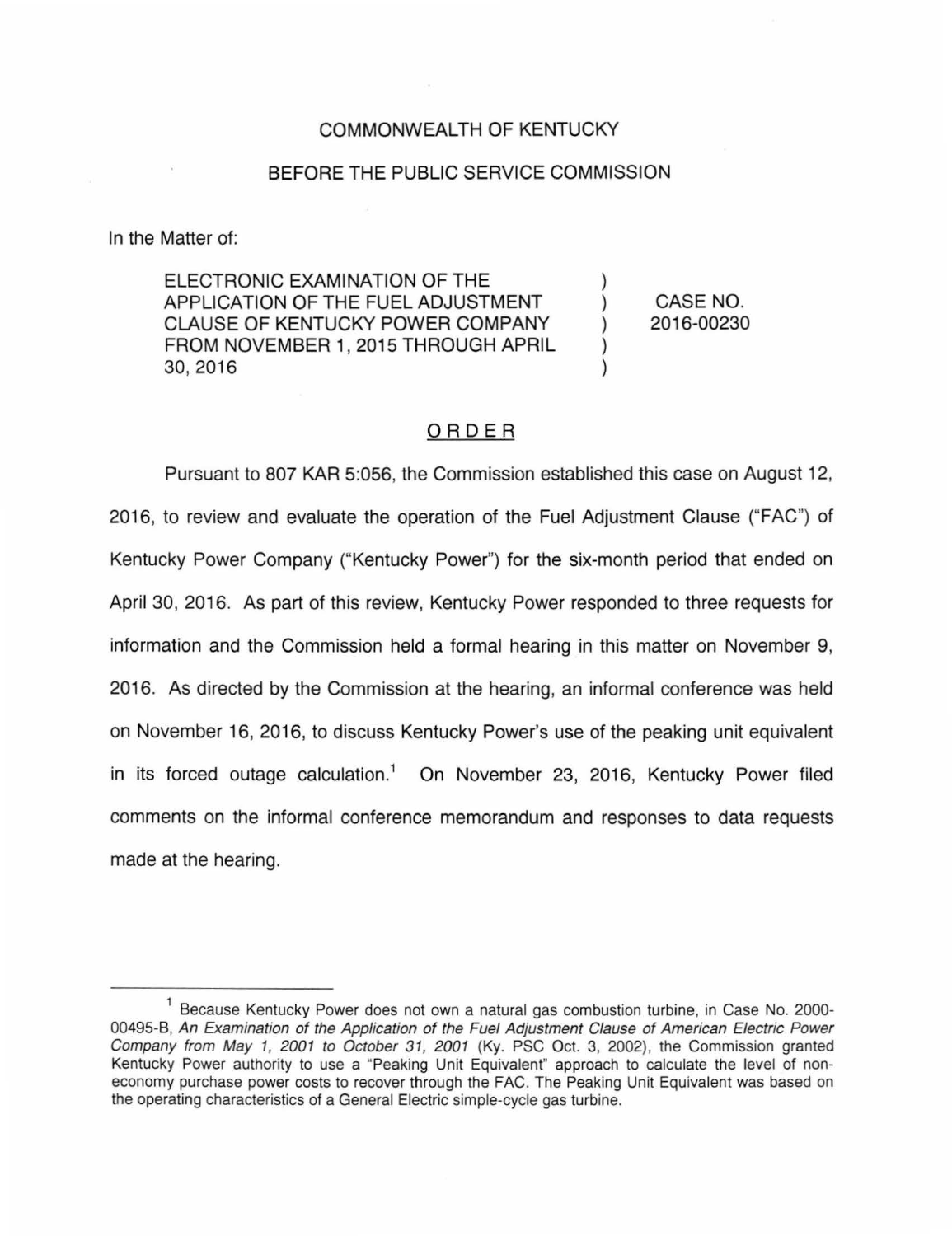COMMONWEALTH OF KENTUCKY

BEFORE THE PUBLIC SERVICE COMMISSION

In the Matter of:

| | | |
|---|---|---|
| ELECTRONIC EXAMINATION OF THE APPLICATION OF THE FUEL ADJUSTMENT CLAUSE OF KENTUCKY POWER COMPANY FROM NOVEMBER 1, 2015 THROUGH APRIL 30, 2016 | ) | CASE NO. 2016-00230 |

## ORDER

Pursuant to 807 KAR 5:056, the Commission established this case on August 12, 2016, to review and evaluate the operation of the Fuel Adjustment Clause ("FAC") of Kentucky Power Company ("Kentucky Power") for the six-month period that ended on April 30, 2016. As part of this review, Kentucky Power responded to three requests for information and the Commission held a formal hearing in this matter on November 9, 2016. As directed by the Commission at the hearing, an informal conference was held on November 16, 2016, to discuss Kentucky Power's use of the peaking unit equivalent in its forced outage calculation.[1] On November 23, 2016, Kentucky Power filed comments on the informal conference memorandum and responses to data requests made at the hearing.

---

[1] Because Kentucky Power does not own a natural gas combustion turbine, in Case No. 2000-00495-B, *An Examination of the Application of the Fuel Adjustment Clause of American Electric Power Company from May 1, 2001 to October 31, 2001* (Ky. PSC Oct. 3, 2002), the Commission granted Kentucky Power authority to use a "Peaking Unit Equivalent" approach to calculate the level of non-economy purchase power costs to recover through the FAC. The Peaking Unit Equivalent was based on the operating characteristics of a General Electric simple-cycle gas turbine.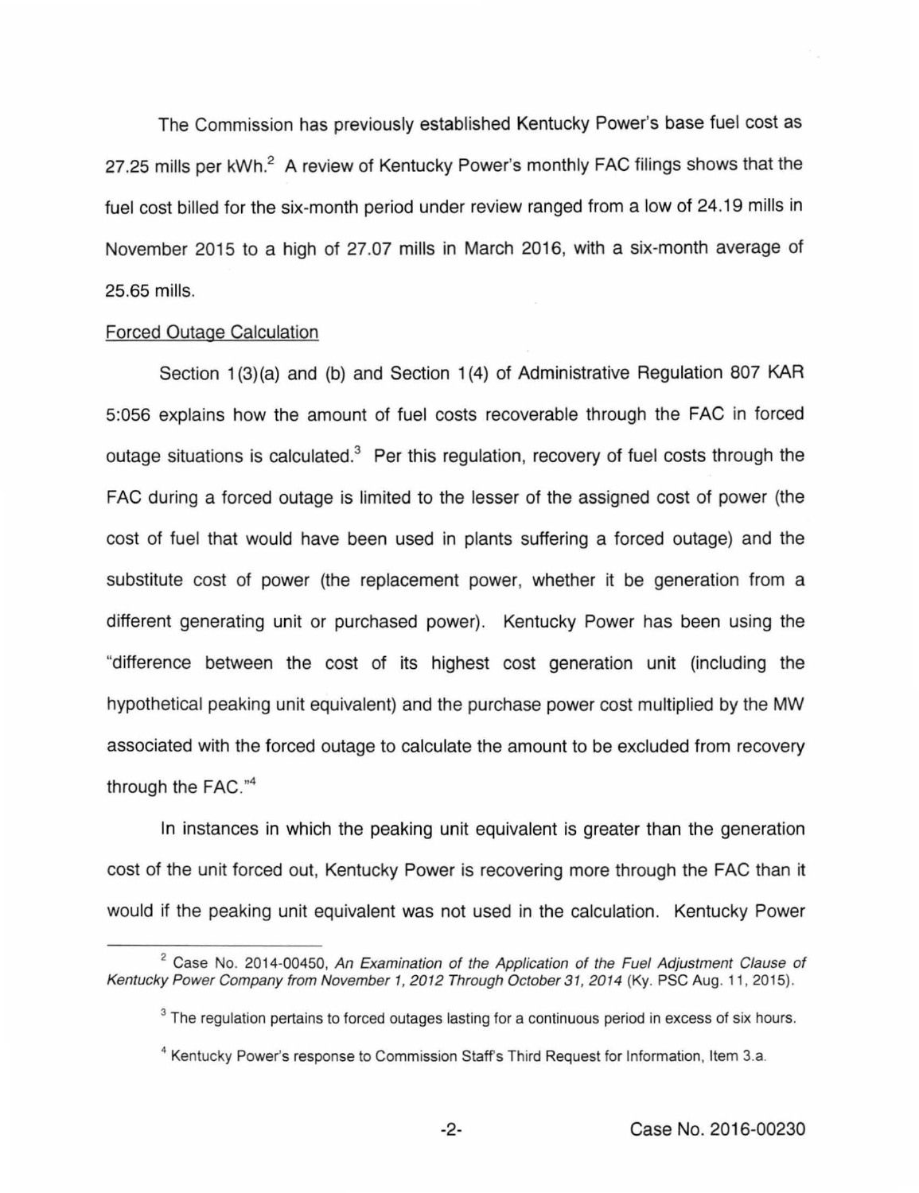The Commission has previously established Kentucky Power's base fuel cost as 27.25 mills per kWh.[2] A review of Kentucky Power's monthly FAC filings shows that the fuel cost billed for the six-month period under review ranged from a low of 24.19 mills in November 2015 to a high of 27.07 mills in March 2016, with a six-month average of 25.65 mills.

Forced Outage Calculation

Section 1(3)(a) and (b) and Section 1(4) of Administrative Regulation 807 KAR 5:056 explains how the amount of fuel costs recoverable through the FAC in forced outage situations is calculated.[3] Per this regulation, recovery of fuel costs through the FAC during a forced outage is limited to the lesser of the assigned cost of power (the cost of fuel that would have been used in plants suffering a forced outage) and the substitute cost of power (the replacement power, whether it be generation from a different generating unit or purchased power). Kentucky Power has been using the "difference between the cost of its highest cost generation unit (including the hypothetical peaking unit equivalent) and the purchase power cost multiplied by the MW associated with the forced outage to calculate the amount to be excluded from recovery through the FAC."[4]

In instances in which the peaking unit equivalent is greater than the generation cost of the unit forced out, Kentucky Power is recovering more through the FAC than it would if the peaking unit equivalent was not used in the calculation. Kentucky Power

---

[2] Case No. 2014-00450, *An Examination of the Application of the Fuel Adjustment Clause of Kentucky Power Company from November 1, 2012 Through October 31, 2014* (Ky. PSC Aug. 11, 2015).

[3] The regulation pertains to forced outages lasting for a continuous period in excess of six hours.

[4] Kentucky Power's response to Commission Staff's Third Request for Information, Item 3.a.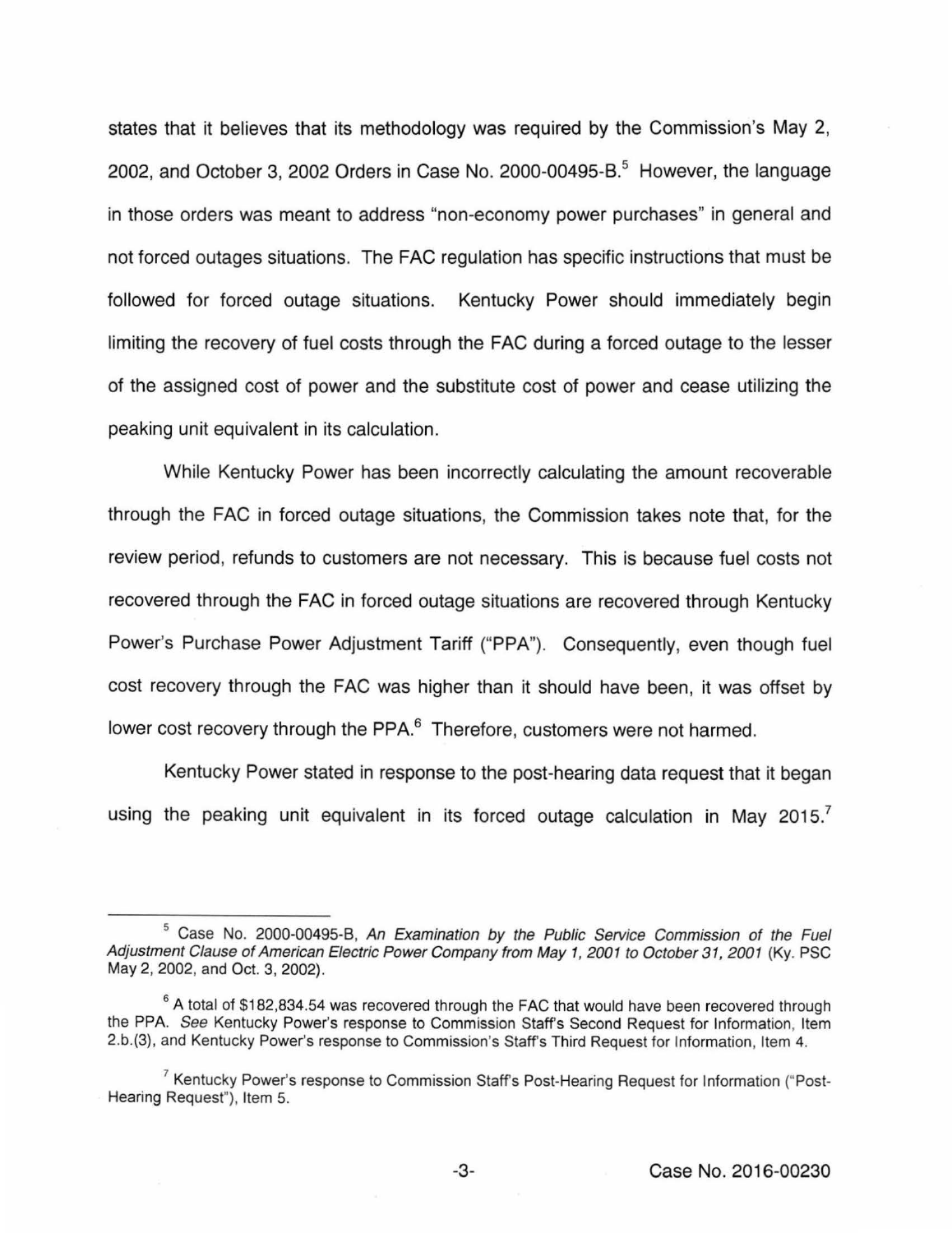states that it believes that its methodology was required by the Commission's May 2, 2002, and October 3, 2002 Orders in Case No. 2000-00495-B.[5] However, the language in those orders was meant to address "non-economy power purchases" in general and not forced outages situations. The FAC regulation has specific instructions that must be followed for forced outage situations. Kentucky Power should immediately begin limiting the recovery of fuel costs through the FAC during a forced outage to the lesser of the assigned cost of power and the substitute cost of power and cease utilizing the peaking unit equivalent in its calculation.

While Kentucky Power has been incorrectly calculating the amount recoverable through the FAC in forced outage situations, the Commission takes note that, for the review period, refunds to customers are not necessary. This is because fuel costs not recovered through the FAC in forced outage situations are recovered through Kentucky Power's Purchase Power Adjustment Tariff ("PPA"). Consequently, even though fuel cost recovery through the FAC was higher than it should have been, it was offset by lower cost recovery through the PPA.[6] Therefore, customers were not harmed.

Kentucky Power stated in response to the post-hearing data request that it began using the peaking unit equivalent in its forced outage calculation in May 2015.[7]

---

[5] Case No. 2000-00495-B, *An Examination by the Public Service Commission of the Fuel Adjustment Clause of American Electric Power Company from May 1, 2001 to October 31, 2001* (Ky. PSC May 2, 2002, and Oct. 3, 2002).

[6] A total of $182,834.54 was recovered through the FAC that would have been recovered through the PPA. *See* Kentucky Power's response to Commission Staff's Second Request for Information, Item 2.b.(3), and Kentucky Power's response to Commission's Staff's Third Request for Information, Item 4.

[7] Kentucky Power's response to Commission Staff's Post-Hearing Request for Information ("Post-Hearing Request"), Item 5.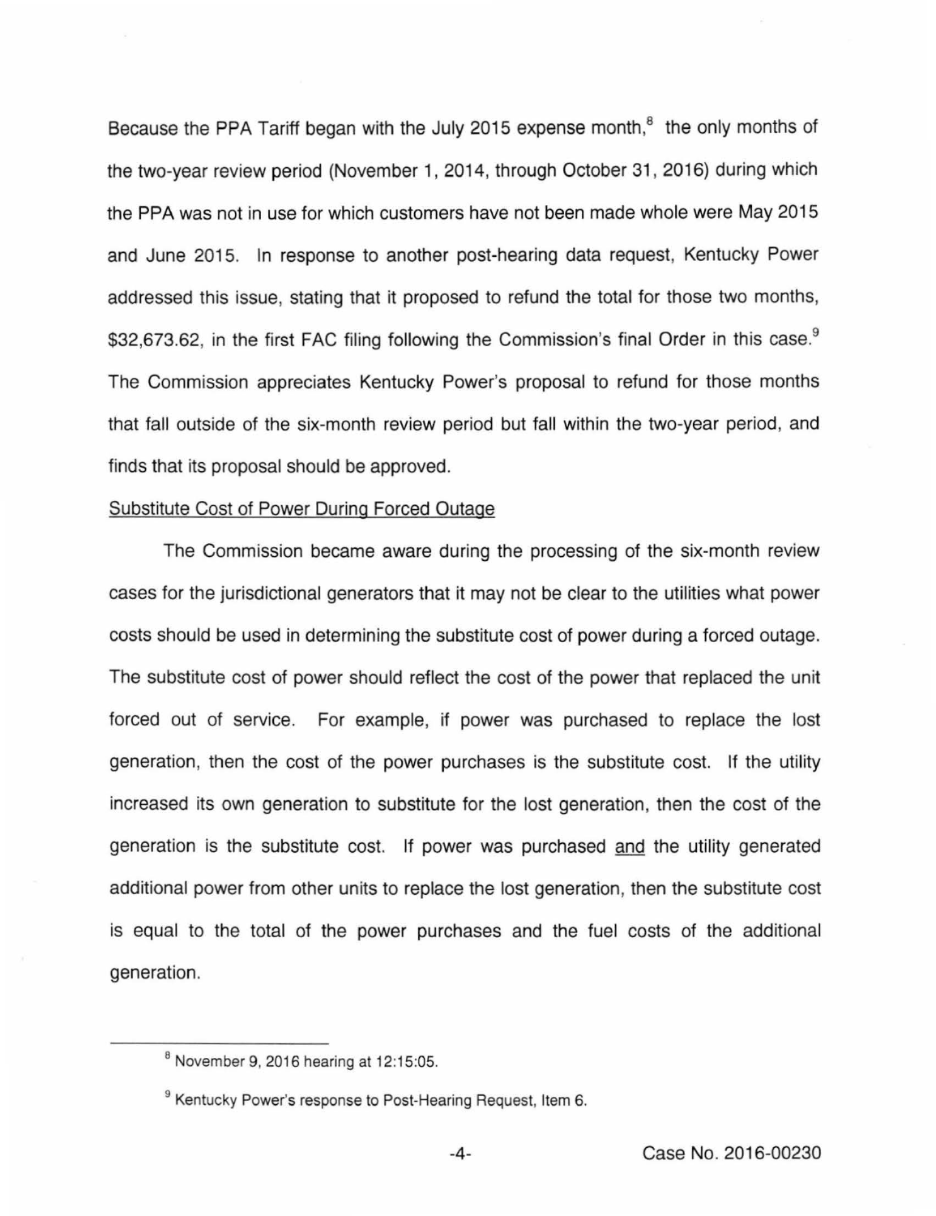Because the PPA Tariff began with the July 2015 expense month,[8] the only months of the two-year review period (November 1, 2014, through October 31, 2016) during which the PPA was not in use for which customers have not been made whole were May 2015 and June 2015. In response to another post-hearing data request, Kentucky Power addressed this issue, stating that it proposed to refund the total for those two months, $32,673.62, in the first FAC filing following the Commission's final Order in this case.[9] The Commission appreciates Kentucky Power's proposal to refund for those months that fall outside of the six-month review period but fall within the two-year period, and finds that its proposal should be approved.

<u>Substitute Cost of Power During Forced Outage</u>

The Commission became aware during the processing of the six-month review cases for the jurisdictional generators that it may not be clear to the utilities what power costs should be used in determining the substitute cost of power during a forced outage. The substitute cost of power should reflect the cost of the power that replaced the unit forced out of service. For example, if power was purchased to replace the lost generation, then the cost of the power purchases is the substitute cost. If the utility increased its own generation to substitute for the lost generation, then the cost of the generation is the substitute cost. If power was purchased <u>and</u> the utility generated additional power from other units to replace the lost generation, then the substitute cost is equal to the total of the power purchases and the fuel costs of the additional generation.

---

[8] November 9, 2016 hearing at 12:15:05.

[9] Kentucky Power's response to Post-Hearing Request, Item 6.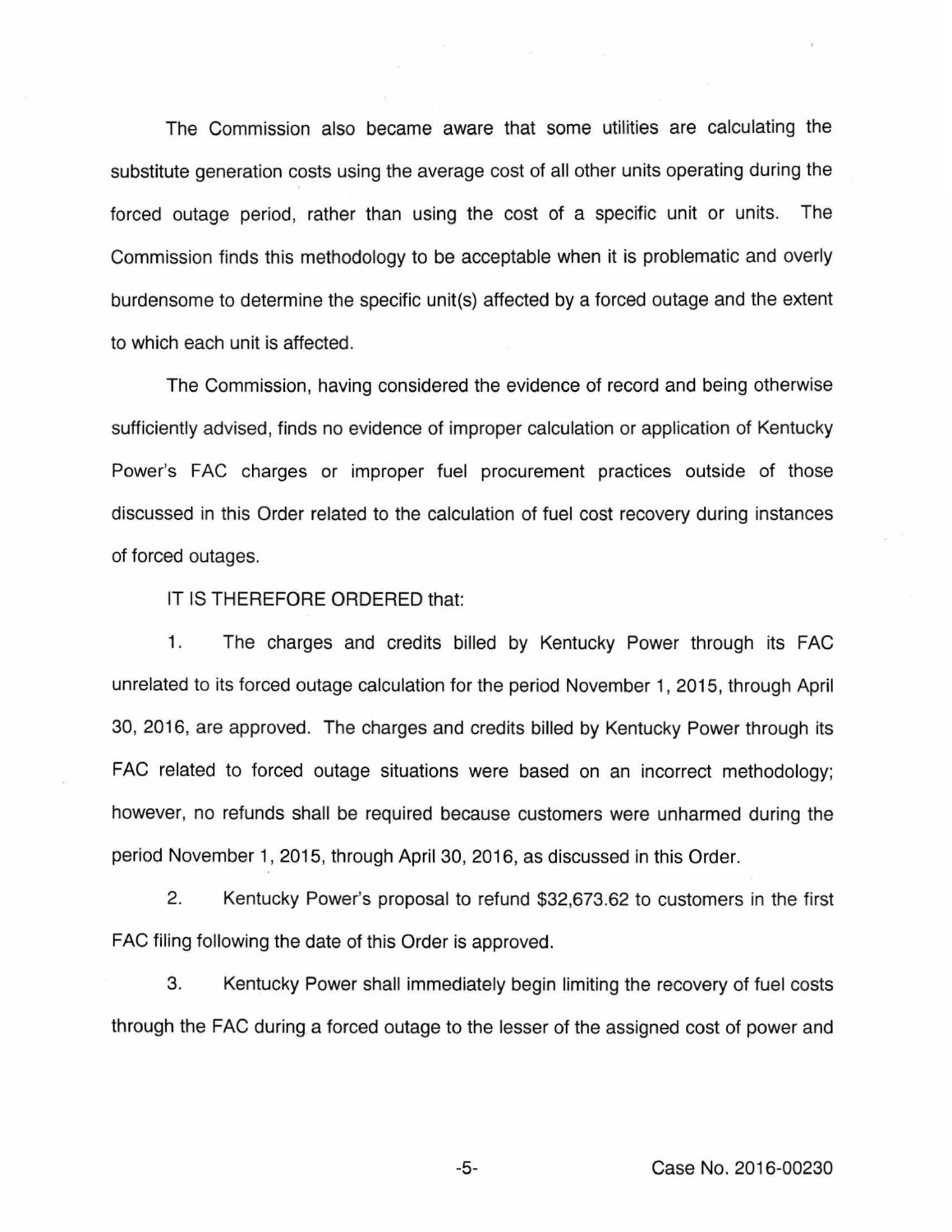The Commission also became aware that some utilities are calculating the substitute generation costs using the average cost of all other units operating during the forced outage period, rather than using the cost of a specific unit or units. The Commission finds this methodology to be acceptable when it is problematic and overly burdensome to determine the specific unit(s) affected by a forced outage and the extent to which each unit is affected.

The Commission, having considered the evidence of record and being otherwise sufficiently advised, finds no evidence of improper calculation or application of Kentucky Power's FAC charges or improper fuel procurement practices outside of those discussed in this Order related to the calculation of fuel cost recovery during instances of forced outages.

IT IS THEREFORE ORDERED that:

1. The charges and credits billed by Kentucky Power through its FAC unrelated to its forced outage calculation for the period November 1, 2015, through April 30, 2016, are approved. The charges and credits billed by Kentucky Power through its FAC related to forced outage situations were based on an incorrect methodology; however, no refunds shall be required because customers were unharmed during the period November 1, 2015, through April 30, 2016, as discussed in this Order.

2. Kentucky Power's proposal to refund $32,673.62 to customers in the first FAC filing following the date of this Order is approved.

3. Kentucky Power shall immediately begin limiting the recovery of fuel costs through the FAC during a forced outage to the lesser of the assigned cost of power and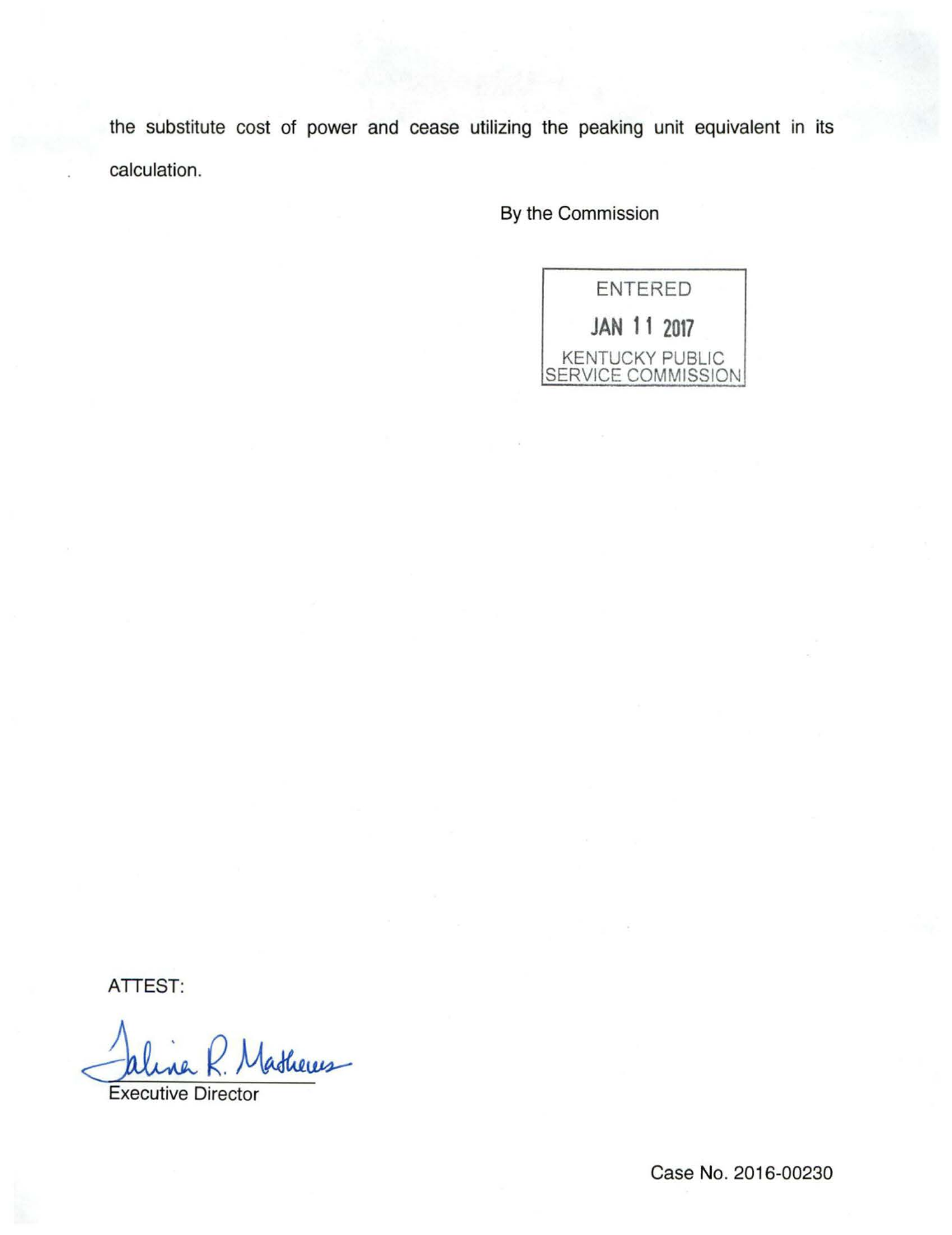the substitute cost of power and cease utilizing the peaking unit equivalent in its calculation.

By the Commission

ENTERED

JAN 11 2017

KENTUCKY PUBLIC SERVICE COMMISSION

ATTEST:

Talina R. Mathews

Executive Director

Case No. 2016-00230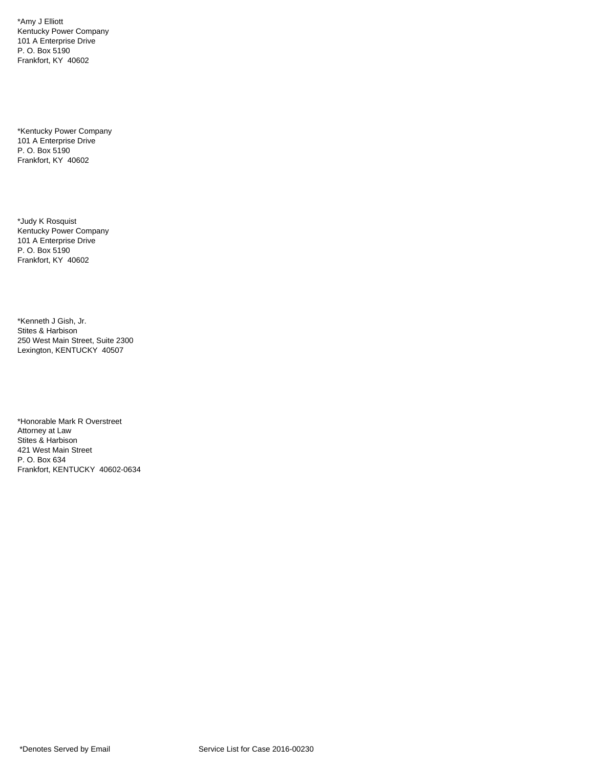*Amy J Elliott
Kentucky Power Company
101 A Enterprise Drive
P. O. Box 5190
Frankfort, KY  40602

*Kentucky Power Company
101 A Enterprise Drive
P. O. Box 5190
Frankfort, KY  40602

*Judy K Rosquist
Kentucky Power Company
101 A Enterprise Drive
P. O. Box 5190
Frankfort, KY  40602

*Kenneth J Gish, Jr.
Stites & Harbison
250 West Main Street, Suite 2300
Lexington, KENTUCKY  40507

*Honorable Mark R Overstreet
Attorney at Law
Stites & Harbison
421 West Main Street
P. O. Box 634
Frankfort, KENTUCKY  40602-0634

*Denotes Served by Email                    Service List for Case 2016-00230